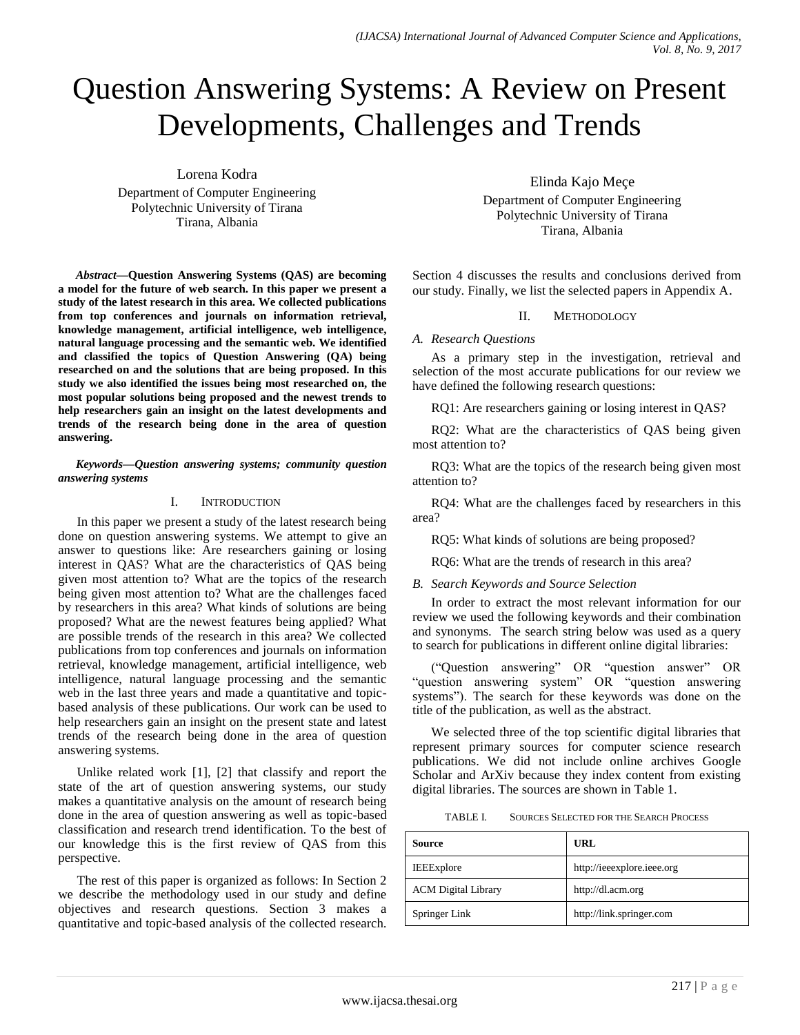# Question Answering Systems: A Review on Present Developments, Challenges and Trends

Lorena Kodra
Department of Computer Engineering
Polytechnic University of Tirana
Tirana, Albania

Elinda Kajo Meçe
Department of Computer Engineering
Polytechnic University of Tirana
Tirana, Albania

***Abstract*—Question Answering Systems (QAS) are becoming a model for the future of web search. In this paper we present a study of the latest research in this area. We collected publications from top conferences and journals on information retrieval, knowledge management, artificial intelligence, web intelligence, natural language processing and the semantic web. We identified and classified the topics of Question Answering (QA) being researched on and the solutions that are being proposed. In this study we also identified the issues being most researched on, the most popular solutions being proposed and the newest trends to help researchers gain an insight on the latest developments and trends of the research being done in the area of question answering.**

***Keywords—Question answering systems; community question answering systems***

## I. Introduction

In this paper we present a study of the latest research being done on question answering systems. We attempt to give an answer to questions like: Are researchers gaining or losing interest in QAS? What are the characteristics of QAS being given most attention to? What are the topics of the research being given most attention to? What are the challenges faced by researchers in this area? What kinds of solutions are being proposed? What are the newest features being applied? What are possible trends of the research in this area? We collected publications from top conferences and journals on information retrieval, knowledge management, artificial intelligence, web intelligence, natural language processing and the semantic web in the last three years and made a quantitative and topic-based analysis of these publications. Our work can be used to help researchers gain an insight on the present state and latest trends of the research being done in the area of question answering systems.

Unlike related work [1], [2] that classify and report the state of the art of question answering systems, our study makes a quantitative analysis on the amount of research being done in the area of question answering as well as topic-based classification and research trend identification. To the best of our knowledge this is the first review of QAS from this perspective.

The rest of this paper is organized as follows: In Section 2 we describe the methodology used in our study and define objectives and research questions. Section 3 makes a quantitative and topic-based analysis of the collected research. Section 4 discusses the results and conclusions derived from our study. Finally, we list the selected papers in Appendix A.

## II. Methodology

### A. Research Questions

As a primary step in the investigation, retrieval and selection of the most accurate publications for our review we have defined the following research questions:

RQ1: Are researchers gaining or losing interest in QAS?

RQ2: What are the characteristics of QAS being given most attention to?

RQ3: What are the topics of the research being given most attention to?

RQ4: What are the challenges faced by researchers in this area?

RQ5: What kinds of solutions are being proposed?

RQ6: What are the trends of research in this area?

### B. Search Keywords and Source Selection

In order to extract the most relevant information for our review we used the following keywords and their combination and synonyms. The search string below was used as a query to search for publications in different online digital libraries:

("Question answering" OR "question answer" OR "question answering system" OR "question answering systems"). The search for these keywords was done on the title of the publication, as well as the abstract.

We selected three of the top scientific digital libraries that represent primary sources for computer science research publications. We did not include online archives Google Scholar and ArXiv because they index content from existing digital libraries. The sources are shown in Table 1.

TABLE I. Sources Selected for the Search Process

| Source | URL |
|---|---|
| IEEExplore | http://ieeexplore.ieee.org |
| ACM Digital Library | http://dl.acm.org |
| Springer Link | http://link.springer.com |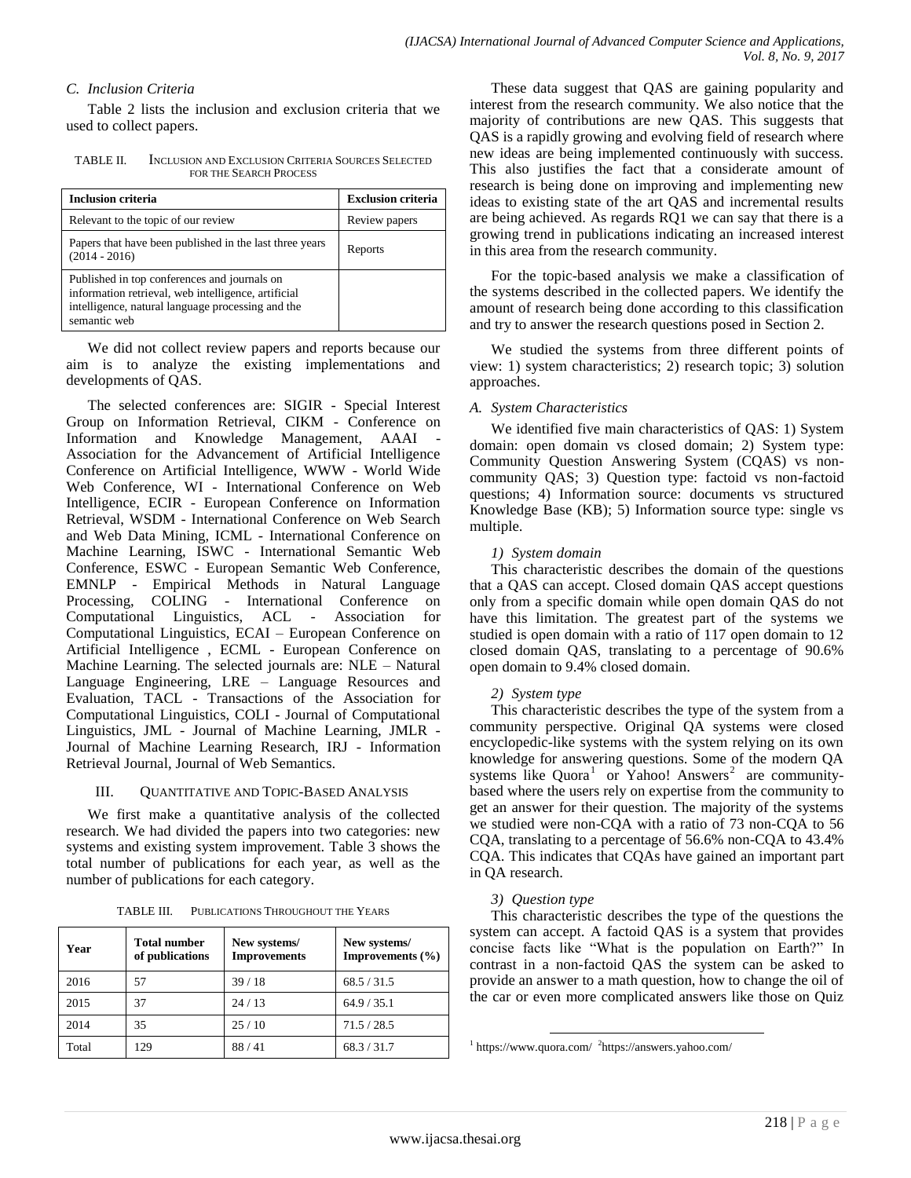### C. Inclusion Criteria

Table 2 lists the inclusion and exclusion criteria that we used to collect papers.

TABLE II. INCLUSION AND EXCLUSION CRITERIA SOURCES SELECTED FOR THE SEARCH PROCESS

| Inclusion criteria | Exclusion criteria |
|---|---|
| Relevant to the topic of our review | Review papers |
| Papers that have been published in the last three years (2014 - 2016) | Reports |
| Published in top conferences and journals on information retrieval, web intelligence, artificial intelligence, natural language processing and the semantic web | |

We did not collect review papers and reports because our aim is to analyze the existing implementations and developments of QAS.

The selected conferences are: SIGIR - Special Interest Group on Information Retrieval, CIKM - Conference on Information and Knowledge Management, AAAI - Association for the Advancement of Artificial Intelligence Conference on Artificial Intelligence, WWW - World Wide Web Conference, WI - International Conference on Web Intelligence, ECIR - European Conference on Information Retrieval, WSDM - International Conference on Web Search and Web Data Mining, ICML - International Conference on Machine Learning, ISWC - International Semantic Web Conference, ESWC - European Semantic Web Conference, EMNLP - Empirical Methods in Natural Language Processing, COLING - International Conference on Computational Linguistics, ACL - Association for Computational Linguistics, ECAI – European Conference on Artificial Intelligence , ECML - European Conference on Machine Learning. The selected journals are: NLE – Natural Language Engineering, LRE – Language Resources and Evaluation, TACL - Transactions of the Association for Computational Linguistics, COLI - Journal of Computational Linguistics, JML - Journal of Machine Learning, JMLR - Journal of Machine Learning Research, IRJ - Information Retrieval Journal, Journal of Web Semantics.

## III. QUANTITATIVE AND TOPIC-BASED ANALYSIS

We first make a quantitative analysis of the collected research. We had divided the papers into two categories: new systems and existing system improvement. Table 3 shows the total number of publications for each year, as well as the number of publications for each category.

TABLE III. PUBLICATIONS THROUGHOUT THE YEARS

| Year | Total number of publications | New systems/ Improvements | New systems/ Improvements (%) |
|---|---|---|---|
| 2016 | 57 | 39 / 18 | 68.5 / 31.5 |
| 2015 | 37 | 24 / 13 | 64.9 / 35.1 |
| 2014 | 35 | 25 / 10 | 71.5 / 28.5 |
| Total | 129 | 88 / 41 | 68.3 / 31.7 |

These data suggest that QAS are gaining popularity and interest from the research community. We also notice that the majority of contributions are new QAS. This suggests that QAS is a rapidly growing and evolving field of research where new ideas are being implemented continuously with success. This also justifies the fact that a considerate amount of research is being done on improving and implementing new ideas to existing state of the art QAS and incremental results are being achieved. As regards RQ1 we can say that there is a growing trend in publications indicating an increased interest in this area from the research community.

For the topic-based analysis we make a classification of the systems described in the collected papers. We identify the amount of research being done according to this classification and try to answer the research questions posed in Section 2.

We studied the systems from three different points of view: 1) system characteristics; 2) research topic; 3) solution approaches.

### A. System Characteristics

We identified five main characteristics of QAS: 1) System domain: open domain vs closed domain; 2) System type: Community Question Answering System (CQAS) vs non-community QAS; 3) Question type: factoid vs non-factoid questions; 4) Information source: documents vs structured Knowledge Base (KB); 5) Information source type: single vs multiple.

#### 1) System domain

This characteristic describes the domain of the questions that a QAS can accept. Closed domain QAS accept questions only from a specific domain while open domain QAS do not have this limitation. The greatest part of the systems we studied is open domain with a ratio of 117 open domain to 12 closed domain QAS, translating to a percentage of 90.6% open domain to 9.4% closed domain.

#### 2) System type

This characteristic describes the type of the system from a community perspective. Original QA systems were closed encyclopedic-like systems with the system relying on its own knowledge for answering questions. Some of the modern QA systems like Quora[1] or Yahoo! Answers[2] are community-based where the users rely on expertise from the community to get an answer for their question. The majority of the systems we studied were non-CQA with a ratio of 73 non-CQA to 56 CQA, translating to a percentage of 56.6% non-CQA to 43.4% CQA. This indicates that CQAs have gained an important part in QA research.

#### 3) Question type

This characteristic describes the type of the questions the system can accept. A factoid QAS is a system that provides concise facts like "What is the population on Earth?" In contrast in a non-factoid QAS the system can be asked to provide an answer to a math question, how to change the oil of the car or even more complicated answers like those on Quiz

[1] https://www.quora.com/ [2] https://answers.yahoo.com/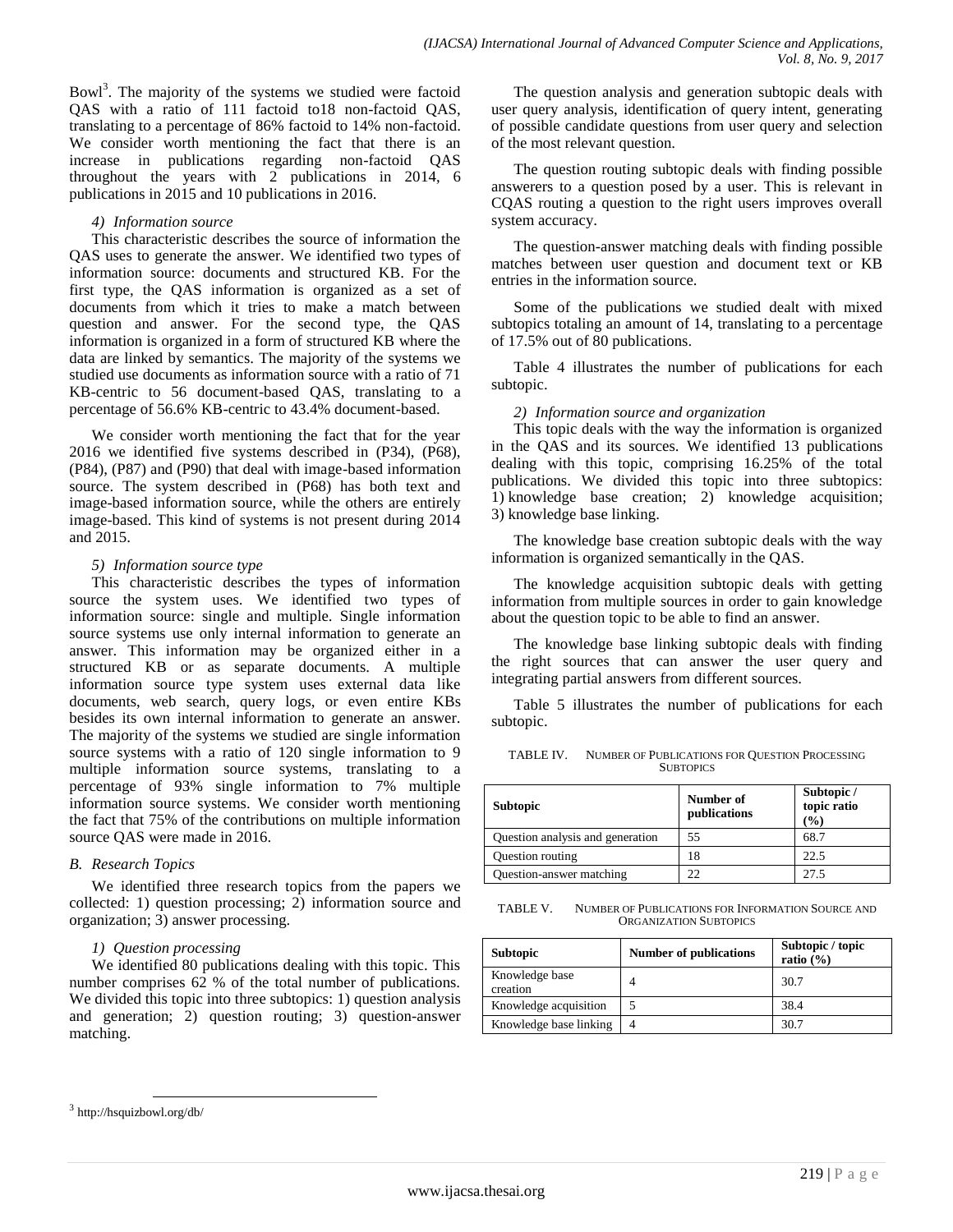Bowl[3]. The majority of the systems we studied were factoid QAS with a ratio of 111 factoid to18 non-factoid QAS, translating to a percentage of 86% factoid to 14% non-factoid. We consider worth mentioning the fact that there is an increase in publications regarding non-factoid QAS throughout the years with 2 publications in 2014, 6 publications in 2015 and 10 publications in 2016.

#### 4) Information source

This characteristic describes the source of information the QAS uses to generate the answer. We identified two types of information source: documents and structured KB. For the first type, the QAS information is organized as a set of documents from which it tries to make a match between question and answer. For the second type, the QAS information is organized in a form of structured KB where the data are linked by semantics. The majority of the systems we studied use documents as information source with a ratio of 71 KB-centric to 56 document-based QAS, translating to a percentage of 56.6% KB-centric to 43.4% document-based.

We consider worth mentioning the fact that for the year 2016 we identified five systems described in (P34), (P68), (P84), (P87) and (P90) that deal with image-based information source. The system described in (P68) has both text and image-based information source, while the others are entirely image-based. This kind of systems is not present during 2014 and 2015.

#### 5) Information source type

This characteristic describes the types of information source the system uses. We identified two types of information source: single and multiple. Single information source systems use only internal information to generate an answer. This information may be organized either in a structured KB or as separate documents. A multiple information source type system uses external data like documents, web search, query logs, or even entire KBs besides its own internal information to generate an answer. The majority of the systems we studied are single information source systems with a ratio of 120 single information to 9 multiple information source systems, translating to a percentage of 93% single information to 7% multiple information source systems. We consider worth mentioning the fact that 75% of the contributions on multiple information source QAS were made in 2016.

### B. Research Topics

We identified three research topics from the papers we collected: 1) question processing; 2) information source and organization; 3) answer processing.

#### 1) Question processing

We identified 80 publications dealing with this topic. This number comprises 62 % of the total number of publications. We divided this topic into three subtopics: 1) question analysis and generation; 2) question routing; 3) question-answer matching.

The question analysis and generation subtopic deals with user query analysis, identification of query intent, generating of possible candidate questions from user query and selection of the most relevant question.

The question routing subtopic deals with finding possible answerers to a question posed by a user. This is relevant in CQAS routing a question to the right users improves overall system accuracy.

The question-answer matching deals with finding possible matches between user question and document text or KB entries in the information source.

Some of the publications we studied dealt with mixed subtopics totaling an amount of 14, translating to a percentage of 17.5% out of 80 publications.

Table 4 illustrates the number of publications for each subtopic.

#### 2) Information source and organization

This topic deals with the way the information is organized in the QAS and its sources. We identified 13 publications dealing with this topic, comprising 16.25% of the total publications. We divided this topic into three subtopics: 1) knowledge base creation; 2) knowledge acquisition; 3) knowledge base linking.

The knowledge base creation subtopic deals with the way information is organized semantically in the QAS.

The knowledge acquisition subtopic deals with getting information from multiple sources in order to gain knowledge about the question topic to be able to find an answer.

The knowledge base linking subtopic deals with finding the right sources that can answer the user query and integrating partial answers from different sources.

Table 5 illustrates the number of publications for each subtopic.

TABLE IV. NUMBER OF PUBLICATIONS FOR QUESTION PROCESSING SUBTOPICS

| Subtopic | Number of publications | Subtopic / topic ratio (%) |
|---|---|---|
| Question analysis and generation | 55 | 68.7 |
| Question routing | 18 | 22.5 |
| Question-answer matching | 22 | 27.5 |

TABLE V. NUMBER OF PUBLICATIONS FOR INFORMATION SOURCE AND ORGANIZATION SUBTOPICS

| Subtopic | Number of publications | Subtopic / topic ratio (%) |
|---|---|---|
| Knowledge base creation | 4 | 30.7 |
| Knowledge acquisition | 5 | 38.4 |
| Knowledge base linking | 4 | 30.7 |

[3] http://hsquizbowl.org/db/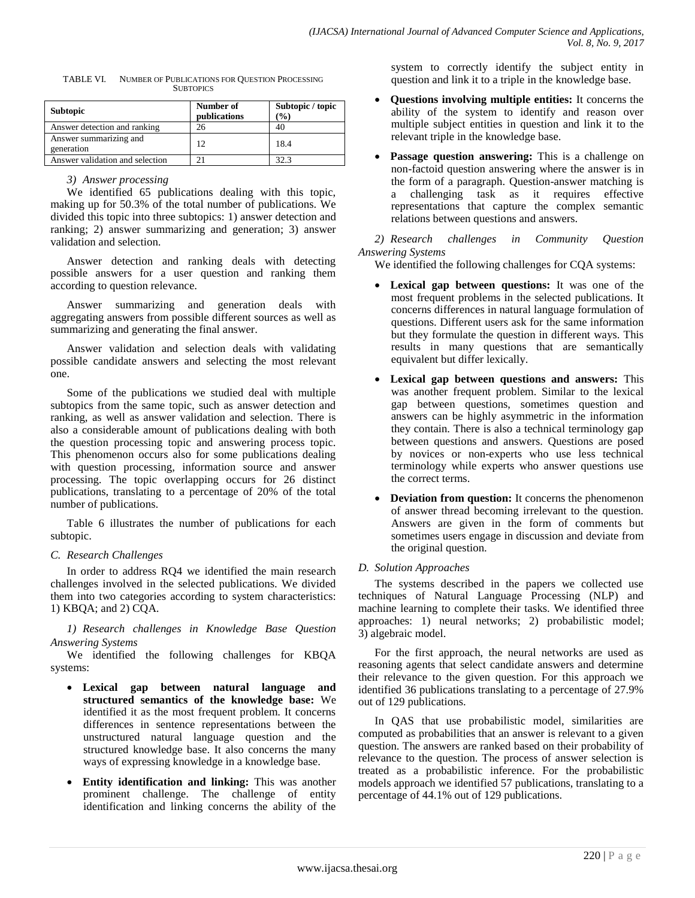TABLE VI. NUMBER OF PUBLICATIONS FOR QUESTION PROCESSING SUBTOPICS

| Subtopic | Number of publications | Subtopic / topic (%) |
| --- | --- | --- |
| Answer detection and ranking | 26 | 40 |
| Answer summarizing and generation | 12 | 18.4 |
| Answer validation and selection | 21 | 32.3 |

#### *3) Answer processing*

We identified 65 publications dealing with this topic, making up for 50.3% of the total number of publications. We divided this topic into three subtopics: 1) answer detection and ranking; 2) answer summarizing and generation; 3) answer validation and selection.

Answer detection and ranking deals with detecting possible answers for a user question and ranking them according to question relevance.

Answer summarizing and generation deals with aggregating answers from possible different sources as well as summarizing and generating the final answer.

Answer validation and selection deals with validating possible candidate answers and selecting the most relevant one.

Some of the publications we studied deal with multiple subtopics from the same topic, such as answer detection and ranking, as well as answer validation and selection. There is also a considerable amount of publications dealing with both the question processing topic and answering process topic. This phenomenon occurs also for some publications dealing with question processing, information source and answer processing. The topic overlapping occurs for 26 distinct publications, translating to a percentage of 20% of the total number of publications.

Table 6 illustrates the number of publications for each subtopic.

### *C. Research Challenges*

In order to address RQ4 we identified the main research challenges involved in the selected publications. We divided them into two categories according to system characteristics: 1) KBQA; and 2) CQA.

#### *1) Research challenges in Knowledge Base Question Answering Systems*

We identified the following challenges for KBQA systems:

- **Lexical gap between natural language and structured semantics of the knowledge base:** We identified it as the most frequent problem. It concerns differences in sentence representations between the unstructured natural language question and the structured knowledge base. It also concerns the many ways of expressing knowledge in a knowledge base.
- **Entity identification and linking:** This was another prominent challenge. The challenge of entity identification and linking concerns the ability of the system to correctly identify the subject entity in question and link it to a triple in the knowledge base.
- **Questions involving multiple entities:** It concerns the ability of the system to identify and reason over multiple subject entities in question and link it to the relevant triple in the knowledge base.
- **Passage question answering:** This is a challenge on non-factoid question answering where the answer is in the form of a paragraph. Question-answer matching is a challenging task as it requires effective representations that capture the complex semantic relations between questions and answers.

#### *2) Research challenges in Community Question Answering Systems*

We identified the following challenges for CQA systems:

- **Lexical gap between questions:** It was one of the most frequent problems in the selected publications. It concerns differences in natural language formulation of questions. Different users ask for the same information but they formulate the question in different ways. This results in many questions that are semantically equivalent but differ lexically.
- **Lexical gap between questions and answers:** This was another frequent problem. Similar to the lexical gap between questions, sometimes question and answers can be highly asymmetric in the information they contain. There is also a technical terminology gap between questions and answers. Questions are posed by novices or non-experts who use less technical terminology while experts who answer questions use the correct terms.
- **Deviation from question:** It concerns the phenomenon of answer thread becoming irrelevant to the question. Answers are given in the form of comments but sometimes users engage in discussion and deviate from the original question.

### *D. Solution Approaches*

The systems described in the papers we collected use techniques of Natural Language Processing (NLP) and machine learning to complete their tasks. We identified three approaches: 1) neural networks; 2) probabilistic model; 3) algebraic model.

For the first approach, the neural networks are used as reasoning agents that select candidate answers and determine their relevance to the given question. For this approach we identified 36 publications translating to a percentage of 27.9% out of 129 publications.

In QAS that use probabilistic model, similarities are computed as probabilities that an answer is relevant to a given question. The answers are ranked based on their probability of relevance to the question. The process of answer selection is treated as a probabilistic inference. For the probabilistic models approach we identified 57 publications, translating to a percentage of 44.1% out of 129 publications.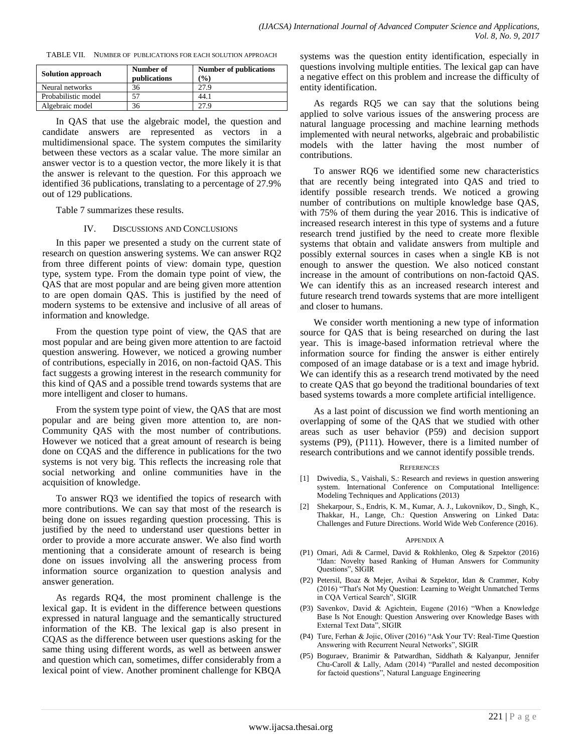TABLE VII. NUMBER OF PUBLICATIONS FOR EACH SOLUTION APPROACH

| Solution approach | Number of publications | Number of publications (%) |
|---|---|---|
| Neural networks | 36 | 27.9 |
| Probabilistic model | 57 | 44.1 |
| Algebraic model | 36 | 27.9 |

In QAS that use the algebraic model, the question and candidate answers are represented as vectors in a multidimensional space. The system computes the similarity between these vectors as a scalar value. The more similar an answer vector is to a question vector, the more likely it is that the answer is relevant to the question. For this approach we identified 36 publications, translating to a percentage of 27.9% out of 129 publications.

Table 7 summarizes these results.

## IV. DISCUSSIONS AND CONCLUSIONS

In this paper we presented a study on the current state of research on question answering systems. We can answer RQ2 from three different points of view: domain type, question type, system type. From the domain type point of view, the QAS that are most popular and are being given more attention to are open domain QAS. This is justified by the need of modern systems to be extensive and inclusive of all areas of information and knowledge.

From the question type point of view, the QAS that are most popular and are being given more attention to are factoid question answering. However, we noticed a growing number of contributions, especially in 2016, on non-factoid QAS. This fact suggests a growing interest in the research community for this kind of QAS and a possible trend towards systems that are more intelligent and closer to humans.

From the system type point of view, the QAS that are most popular and are being given more attention to, are non-Community QAS with the most number of contributions. However we noticed that a great amount of research is being done on CQAS and the difference in publications for the two systems is not very big. This reflects the increasing role that social networking and online communities have in the acquisition of knowledge.

To answer RQ3 we identified the topics of research with more contributions. We can say that most of the research is being done on issues regarding question processing. This is justified by the need to understand user questions better in order to provide a more accurate answer. We also find worth mentioning that a considerate amount of research is being done on issues involving all the answering process from information source organization to question analysis and answer generation.

As regards RQ4, the most prominent challenge is the lexical gap. It is evident in the difference between questions expressed in natural language and the semantically structured information of the KB. The lexical gap is also present in CQAS as the difference between user questions asking for the same thing using different words, as well as between answer and question which can, sometimes, differ considerably from a lexical point of view. Another prominent challenge for KBQA systems was the question entity identification, especially in questions involving multiple entities. The lexical gap can have a negative effect on this problem and increase the difficulty of entity identification.

As regards RQ5 we can say that the solutions being applied to solve various issues of the answering process are natural language processing and machine learning methods implemented with neural networks, algebraic and probabilistic models with the latter having the most number of contributions.

To answer RQ6 we identified some new characteristics that are recently being integrated into QAS and tried to identify possible research trends. We noticed a growing number of contributions on multiple knowledge base QAS, with 75% of them during the year 2016. This is indicative of increased research interest in this type of systems and a future research trend justified by the need to create more flexible systems that obtain and validate answers from multiple and possibly external sources in cases when a single KB is not enough to answer the question. We also noticed constant increase in the amount of contributions on non-factoid QAS. We can identify this as an increased research interest and future research trend towards systems that are more intelligent and closer to humans.

We consider worth mentioning a new type of information source for QAS that is being researched on during the last year. This is image-based information retrieval where the information source for finding the answer is either entirely composed of an image database or is a text and image hybrid. We can identify this as a research trend motivated by the need to create QAS that go beyond the traditional boundaries of text based systems towards a more complete artificial intelligence.

As a last point of discussion we find worth mentioning an overlapping of some of the QAS that we studied with other areas such as user behavior (P59) and decision support systems (P9), (P111). However, there is a limited number of research contributions and we cannot identify possible trends.

## REFERENCES

[1] Dwivedia, S., Vaishali, S.: Research and reviews in question answering system. International Conference on Computational Intelligence: Modeling Techniques and Applications (2013)

[2] Shekarpour, S., Endris, K. M., Kumar, A. J., Lukovnikov, D., Singh, K., Thakkar, H., Lange, Ch.: Question Answering on Linked Data: Challenges and Future Directions. World Wide Web Conference (2016).

## APPENDIX A

(P1) Omari, Adi & Carmel, David & Rokhlenko, Oleg & Szpektor (2016) "Idan: Novelty based Ranking of Human Answers for Community Questions", SIGIR

(P2) Petersil, Boaz & Mejer, Avihai & Szpektor, Idan & Crammer, Koby (2016) "That's Not My Question: Learning to Weight Unmatched Terms in CQA Vertical Search", SIGIR

(P3) Savenkov, David & Agichtein, Eugene (2016) "When a Knowledge Base Is Not Enough: Question Answering over Knowledge Bases with External Text Data", SIGIR

(P4) Ture, Ferhan & Jojic, Oliver (2016) "Ask Your TV: Real-Time Question Answering with Recurrent Neural Networks", SIGIR

(P5) Boguraev, Branimir & Patwardhan, Siddhath & Kalyanpur, Jennifer Chu-Caroll & Lally, Adam (2014) "Parallel and nested decomposition for factoid questions", Natural Language Engineering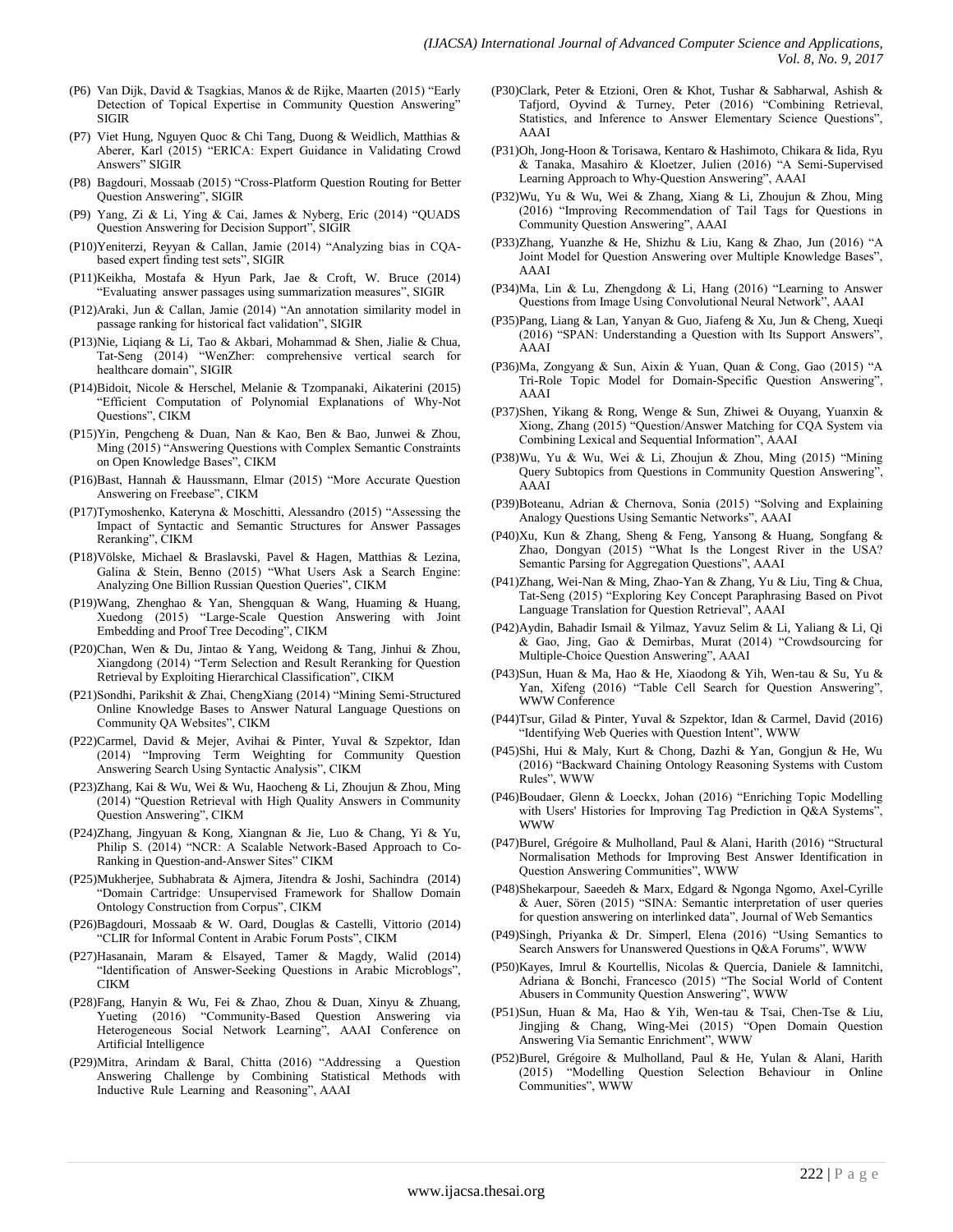(P6) Van Dijk, David & Tsagkias, Manos & de Rijke, Maarten (2015) "Early Detection of Topical Expertise in Community Question Answering" SIGIR

(P7) Viet Hung, Nguyen Quoc & Chi Tang, Duong & Weidlich, Matthias & Aberer, Karl (2015) "ERICA: Expert Guidance in Validating Crowd Answers" SIGIR

(P8) Bagdouri, Mossaab (2015) "Cross-Platform Question Routing for Better Question Answering", SIGIR

(P9) Yang, Zi & Li, Ying & Cai, James & Nyberg, Eric (2014) "QUADS Question Answering for Decision Support", SIGIR

(P10) Yeniterzi, Reyyan & Callan, Jamie (2014) "Analyzing bias in CQA-based expert finding test sets", SIGIR

(P11) Keikha, Mostafa & Hyun Park, Jae & Croft, W. Bruce (2014) "Evaluating answer passages using summarization measures", SIGIR

(P12) Araki, Jun & Callan, Jamie (2014) "An annotation similarity model in passage ranking for historical fact validation", SIGIR

(P13) Nie, Liqiang & Li, Tao & Akbari, Mohammad & Shen, Jialie & Chua, Tat-Seng (2014) "WenZher: comprehensive vertical search for healthcare domain", SIGIR

(P14) Bidoit, Nicole & Herschel, Melanie & Tzompanaki, Aikaterini (2015) "Efficient Computation of Polynomial Explanations of Why-Not Questions", CIKM

(P15) Yin, Pengcheng & Duan, Nan & Kao, Ben & Bao, Junwei & Zhou, Ming (2015) "Answering Questions with Complex Semantic Constraints on Open Knowledge Bases", CIKM

(P16) Bast, Hannah & Haussmann, Elmar (2015) "More Accurate Question Answering on Freebase", CIKM

(P17) Tymoshenko, Kateryna & Moschitti, Alessandro (2015) "Assessing the Impact of Syntactic and Semantic Structures for Answer Passages Reranking", CIKM

(P18) Völske, Michael & Braslavski, Pavel & Hagen, Matthias & Lezina, Galina & Stein, Benno (2015) "What Users Ask a Search Engine: Analyzing One Billion Russian Question Queries", CIKM

(P19) Wang, Zhenghao & Yan, Shengquan & Wang, Huaming & Huang, Xuedong (2015) "Large-Scale Question Answering with Joint Embedding and Proof Tree Decoding", CIKM

(P20) Chan, Wen & Du, Jintao & Yang, Weidong & Tang, Jinhui & Zhou, Xiangdong (2014) "Term Selection and Result Reranking for Question Retrieval by Exploiting Hierarchical Classification", CIKM

(P21) Sondhi, Parikshit & Zhai, ChengXiang (2014) "Mining Semi-Structured Online Knowledge Bases to Answer Natural Language Questions on Community QA Websites", CIKM

(P22) Carmel, David & Mejer, Avihai & Pinter, Yuval & Szpektor, Idan (2014) "Improving Term Weighting for Community Question Answering Search Using Syntactic Analysis", CIKM

(P23) Zhang, Kai & Wu, Wei & Wu, Haocheng & Li, Zhoujun & Zhou, Ming (2014) "Question Retrieval with High Quality Answers in Community Question Answering", CIKM

(P24) Zhang, Jingyuan & Kong, Xiangnan & Jie, Luo & Chang, Yi & Yu, Philip S. (2014) "NCR: A Scalable Network-Based Approach to Co-Ranking in Question-and-Answer Sites" CIKM

(P25) Mukherjee, Subhabrata & Ajmera, Jitendra & Joshi, Sachindra (2014) "Domain Cartridge: Unsupervised Framework for Shallow Domain Ontology Construction from Corpus", CIKM

(P26) Bagdouri, Mossaab & W. Oard, Douglas & Castelli, Vittorio (2014) "CLIR for Informal Content in Arabic Forum Posts", CIKM

(P27) Hasanain, Maram & Elsayed, Tamer & Magdy, Walid (2014) "Identification of Answer-Seeking Questions in Arabic Microblogs", CIKM

(P28) Fang, Hanyin & Wu, Fei & Zhao, Zhou & Duan, Xinyu & Zhuang, Yueting (2016) "Community-Based Question Answering via Heterogeneous Social Network Learning", AAAI Conference on Artificial Intelligence

(P29) Mitra, Arindam & Baral, Chitta (2016) "Addressing a Question Answering Challenge by Combining Statistical Methods with Inductive Rule Learning and Reasoning", AAAI

(P30) Clark, Peter & Etzioni, Oren & Khot, Tushar & Sabharwal, Ashish & Tafjord, Oyvind & Turney, Peter (2016) "Combining Retrieval, Statistics, and Inference to Answer Elementary Science Questions", AAAI

(P31) Oh, Jong-Hoon & Torisawa, Kentaro & Hashimoto, Chikara & Iida, Ryu & Tanaka, Masahiro & Kloetzer, Julien (2016) "A Semi-Supervised Learning Approach to Why-Question Answering", AAAI

(P32) Wu, Yu & Wu, Wei & Zhang, Xiang & Li, Zhoujun & Zhou, Ming (2016) "Improving Recommendation of Tail Tags for Questions in Community Question Answering", AAAI

(P33) Zhang, Yuanzhe & He, Shizhu & Liu, Kang & Zhao, Jun (2016) "A Joint Model for Question Answering over Multiple Knowledge Bases", AAAI

(P34) Ma, Lin & Lu, Zhengdong & Li, Hang (2016) "Learning to Answer Questions from Image Using Convolutional Neural Network", AAAI

(P35) Pang, Liang & Lan, Yanyan & Guo, Jiafeng & Xu, Jun & Cheng, Xueqi (2016) "SPAN: Understanding a Question with Its Support Answers", AAAI

(P36) Ma, Zongyang & Sun, Aixin & Yuan, Quan & Cong, Gao (2015) "A Tri-Role Topic Model for Domain-Specific Question Answering", AAAI

(P37) Shen, Yikang & Rong, Wenge & Sun, Zhiwei & Ouyang, Yuanxin & Xiong, Zhang (2015) "Question/Answer Matching for CQA System via Combining Lexical and Sequential Information", AAAI

(P38) Wu, Yu & Wu, Wei & Li, Zhoujun & Zhou, Ming (2015) "Mining Query Subtopics from Questions in Community Question Answering", AAAI

(P39) Boteanu, Adrian & Chernova, Sonia (2015) "Solving and Explaining Analogy Questions Using Semantic Networks", AAAI

(P40) Xu, Kun & Zhang, Sheng & Feng, Yansong & Huang, Songfang & Zhao, Dongyan (2015) "What Is the Longest River in the USA? Semantic Parsing for Aggregation Questions", AAAI

(P41) Zhang, Wei-Nan & Ming, Zhao-Yan & Zhang, Yu & Liu, Ting & Chua, Tat-Seng (2015) "Exploring Key Concept Paraphrasing Based on Pivot Language Translation for Question Retrieval", AAAI

(P42) Aydin, Bahadir Ismail & Yilmaz, Yavuz Selim & Li, Yaliang & Li, Qi & Gao, Jing, Gao & Demirbas, Murat (2014) "Crowdsourcing for Multiple-Choice Question Answering", AAAI

(P43) Sun, Huan & Ma, Hao & He, Xiaodong & Yih, Wen-tau & Su, Yu & Yan, Xifeng (2016) "Table Cell Search for Question Answering", WWW Conference

(P44) Tsur, Gilad & Pinter, Yuval & Szpektor, Idan & Carmel, David (2016) "Identifying Web Queries with Question Intent", WWW

(P45) Shi, Hui & Maly, Kurt & Chong, Dazhi & Yan, Gongjun & He, Wu (2016) "Backward Chaining Ontology Reasoning Systems with Custom Rules", WWW

(P46) Boudaer, Glenn & Loeckx, Johan (2016) "Enriching Topic Modelling with Users' Histories for Improving Tag Prediction in Q&A Systems", WWW

(P47) Burel, Grégoire & Mulholland, Paul & Alani, Harith (2016) "Structural Normalisation Methods for Improving Best Answer Identification in Question Answering Communities", WWW

(P48) Shekarpour, Saeedeh & Marx, Edgard & Ngonga Ngomo, Axel-Cyrille & Auer, Sören (2015) "SINA: Semantic interpretation of user queries for question answering on interlinked data", Journal of Web Semantics

(P49) Singh, Priyanka & Dr. Simperl, Elena (2016) "Using Semantics to Search Answers for Unanswered Questions in Q&A Forums", WWW

(P50) Kayes, Imrul & Kourtellis, Nicolas & Quercia, Daniele & Iamnitchi, Adriana & Bonchi, Francesco (2015) "The Social World of Content Abusers in Community Question Answering", WWW

(P51) Sun, Huan & Ma, Hao & Yih, Wen-tau & Tsai, Chen-Tse & Liu, Jingjing & Chang, Wing-Mei (2015) "Open Domain Question Answering Via Semantic Enrichment", WWW

(P52) Burel, Grégoire & Mulholland, Paul & He, Yulan & Alani, Harith (2015) "Modelling Question Selection Behaviour in Online Communities", WWW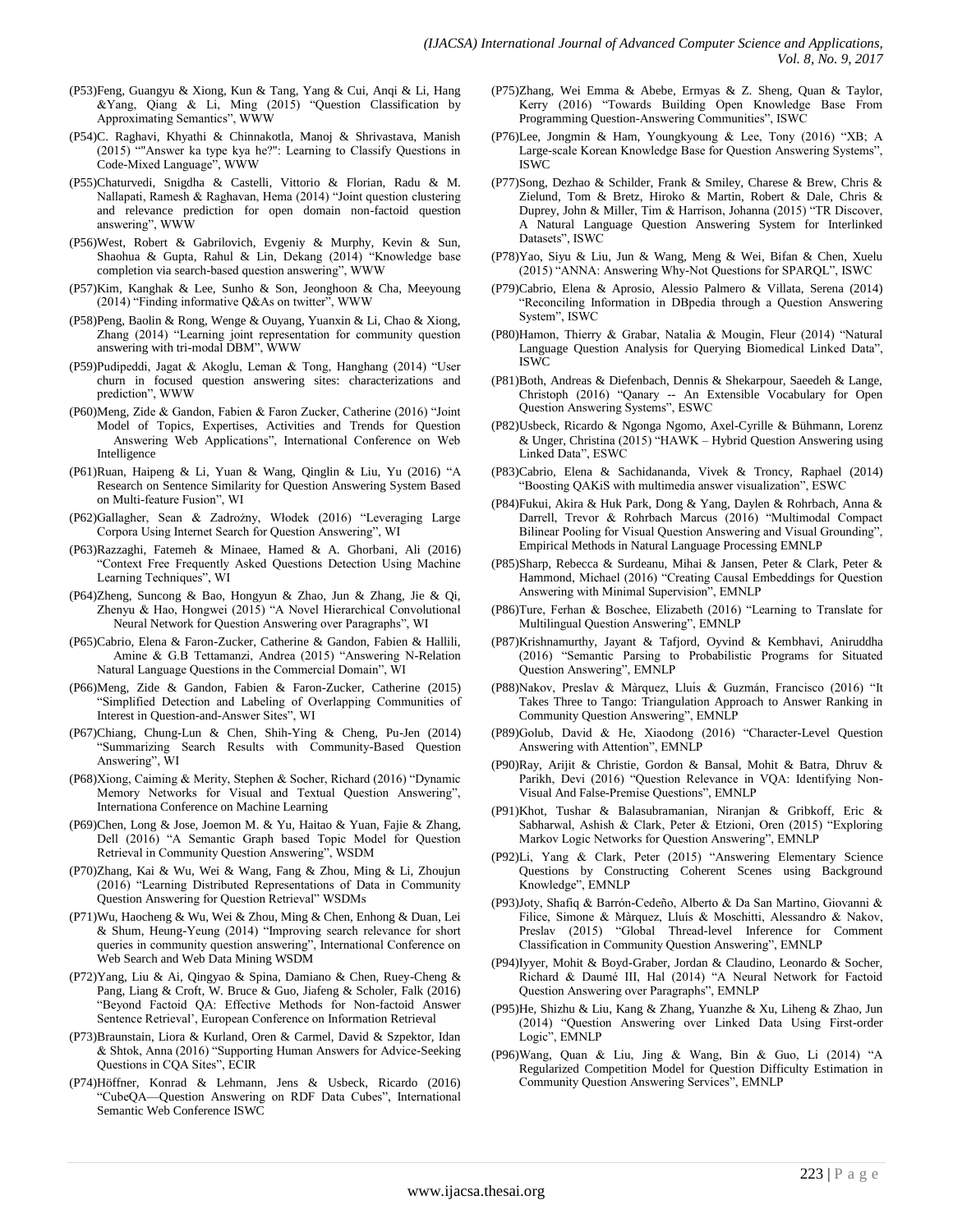(P53)Feng, Guangyu & Xiong, Kun & Tang, Yang & Cui, Anqi & Li, Hang &Yang, Qiang & Li, Ming (2015) "Question Classification by Approximating Semantics", WWW

(P54)C. Raghavi, Khyathi & Chinnakotla, Manoj & Shrivastava, Manish (2015) ""Answer ka type kya he?": Learning to Classify Questions in Code-Mixed Language", WWW

(P55)Chaturvedi, Snigdha & Castelli, Vittorio & Florian, Radu & M. Nallapati, Ramesh & Raghavan, Hema (2014) "Joint question clustering and relevance prediction for open domain non-factoid question answering", WWW

(P56)West, Robert & Gabrilovich, Evgeniy & Murphy, Kevin & Sun, Shaohua & Gupta, Rahul & Lin, Dekang (2014) "Knowledge base completion via search-based question answering", WWW

(P57)Kim, Kanghak & Lee, Sunho & Son, Jeonghoon & Cha, Meeyoung (2014) "Finding informative Q&As on twitter", WWW

(P58)Peng, Baolin & Rong, Wenge & Ouyang, Yuanxin & Li, Chao & Xiong, Zhang (2014) "Learning joint representation for community question answering with tri-modal DBM", WWW

(P59)Pudipeddi, Jagat & Akoglu, Leman & Tong, Hanghang (2014) "User churn in focused question answering sites: characterizations and prediction", WWW

(P60)Meng, Zide & Gandon, Fabien & Faron Zucker, Catherine (2016) "Joint Model of Topics, Expertises, Activities and Trends for Question Answering Web Applications", International Conference on Web Intelligence

(P61)Ruan, Haipeng & Li, Yuan & Wang, Qinglin & Liu, Yu (2016) "A Research on Sentence Similarity for Question Answering System Based on Multi-feature Fusion", WI

(P62)Gallagher, Sean & Zadrożny, Włodek (2016) "Leveraging Large Corpora Using Internet Search for Question Answering", WI

(P63)Razzaghi, Fatemeh & Minaee, Hamed & A. Ghorbani, Ali (2016) "Context Free Frequently Asked Questions Detection Using Machine Learning Techniques", WI

(P64)Zheng, Suncong & Bao, Hongyun & Zhao, Jun & Zhang, Jie & Qi, Zhenyu & Hao, Hongwei (2015) "A Novel Hierarchical Convolutional Neural Network for Question Answering over Paragraphs", WI

(P65)Cabrio, Elena & Faron-Zucker, Catherine & Gandon, Fabien & Hallili, Amine & G.B Tettamanzi, Andrea (2015) "Answering N-Relation Natural Language Questions in the Commercial Domain", WI

(P66)Meng, Zide & Gandon, Fabien & Faron-Zucker, Catherine (2015) "Simplified Detection and Labeling of Overlapping Communities of Interest in Question-and-Answer Sites", WI

(P67)Chiang, Chung-Lun & Chen, Shih-Ying & Cheng, Pu-Jen (2014) "Summarizing Search Results with Community-Based Question Answering", WI

(P68)Xiong, Caiming & Merity, Stephen & Socher, Richard (2016) "Dynamic Memory Networks for Visual and Textual Question Answering", Internationa Conference on Machine Learning

(P69)Chen, Long & Jose, Joemon M. & Yu, Haitao & Yuan, Fajie & Zhang, Dell (2016) "A Semantic Graph based Topic Model for Question Retrieval in Community Question Answering", WSDM

(P70)Zhang, Kai & Wu, Wei & Wang, Fang & Zhou, Ming & Li, Zhoujun (2016) "Learning Distributed Representations of Data in Community Question Answering for Question Retrieval" WSDMs

(P71)Wu, Haocheng & Wu, Wei & Zhou, Ming & Chen, Enhong & Duan, Lei & Shum, Heung-Yeung (2014) "Improving search relevance for short queries in community question answering", International Conference on Web Search and Web Data Mining WSDM

(P72)Yang, Liu & Ai, Qingyao & Spina, Damiano & Chen, Ruey-Cheng & Pang, Liang & Croft, W. Bruce & Guo, Jiafeng & Scholer, Falk (2016) "Beyond Factoid QA: Effective Methods for Non-factoid Answer Sentence Retrieval', European Conference on Information Retrieval

(P73)Braunstain, Liora & Kurland, Oren & Carmel, David & Szpektor, Idan & Shtok, Anna (2016) "Supporting Human Answers for Advice-Seeking Questions in CQA Sites", ECIR

(P74)Höffner, Konrad & Lehmann, Jens & Usbeck, Ricardo (2016) "CubeQA—Question Answering on RDF Data Cubes", International Semantic Web Conference ISWC

(P75)Zhang, Wei Emma & Abebe, Ermyas & Z. Sheng, Quan & Taylor, Kerry (2016) "Towards Building Open Knowledge Base From Programming Question-Answering Communities", ISWC

(P76)Lee, Jongmin & Ham, Youngkyoung & Lee, Tony (2016) "XB; A Large-scale Korean Knowledge Base for Question Answering Systems", ISWC

(P77)Song, Dezhao & Schilder, Frank & Smiley, Charese & Brew, Chris & Zielund, Tom & Bretz, Hiroko & Martin, Robert & Dale, Chris & Duprey, John & Miller, Tim & Harrison, Johanna (2015) "TR Discover, A Natural Language Question Answering System for Interlinked Datasets", ISWC

(P78)Yao, Siyu & Liu, Jun & Wang, Meng & Wei, Bifan & Chen, Xuelu (2015) "ANNA: Answering Why-Not Questions for SPARQL", ISWC

(P79)Cabrio, Elena & Aprosio, Alessio Palmero & Villata, Serena (2014) "Reconciling Information in DBpedia through a Question Answering System", ISWC

(P80)Hamon, Thierry & Grabar, Natalia & Mougin, Fleur (2014) "Natural Language Question Analysis for Querying Biomedical Linked Data", ISWC

(P81)Both, Andreas & Diefenbach, Dennis & Shekarpour, Saeedeh & Lange, Christoph (2016) "Qanary -- An Extensible Vocabulary for Open Question Answering Systems", ESWC

(P82)Usbeck, Ricardo & Ngonga Ngomo, Axel-Cyrille & Bühmann, Lorenz & Unger, Christina (2015) "HAWK – Hybrid Question Answering using Linked Data", ESWC

(P83)Cabrio, Elena & Sachidananda, Vivek & Troncy, Raphael (2014) "Boosting QAKiS with multimedia answer visualization", ESWC

(P84)Fukui, Akira & Huk Park, Dong & Yang, Daylen & Rohrbach, Anna & Darrell, Trevor & Rohrbach Marcus (2016) "Multimodal Compact Bilinear Pooling for Visual Question Answering and Visual Grounding", Empirical Methods in Natural Language Processing EMNLP

(P85)Sharp, Rebecca & Surdeanu, Mihai & Jansen, Peter & Clark, Peter & Hammond, Michael (2016) "Creating Causal Embeddings for Question Answering with Minimal Supervision", EMNLP

(P86)Ture, Ferhan & Boschee, Elizabeth (2016) "Learning to Translate for Multilingual Question Answering", EMNLP

(P87)Krishnamurthy, Jayant & Tafjord, Oyvind & Kembhavi, Aniruddha (2016) "Semantic Parsing to Probabilistic Programs for Situated Question Answering", EMNLP

(P88)Nakov, Preslav & Màrquez, Lluís & Guzmán, Francisco (2016) "It Takes Three to Tango: Triangulation Approach to Answer Ranking in Community Question Answering", EMNLP

(P89)Golub, David & He, Xiaodong (2016) "Character-Level Question Answering with Attention", EMNLP

(P90)Ray, Arijit & Christie, Gordon & Bansal, Mohit & Batra, Dhruv & Parikh, Devi (2016) "Question Relevance in VQA: Identifying Non-Visual And False-Premise Questions", EMNLP

(P91)Khot, Tushar & Balasubramanian, Niranjan & Gribkoff, Eric & Sabharwal, Ashish & Clark, Peter & Etzioni, Oren (2015) "Exploring Markov Logic Networks for Question Answering", EMNLP

(P92)Li, Yang & Clark, Peter (2015) "Answering Elementary Science Questions by Constructing Coherent Scenes using Background Knowledge", EMNLP

(P93)Joty, Shafiq & Barrón-Cedeño, Alberto & Da San Martino, Giovanni & Filice, Simone & Màrquez, Lluís & Moschitti, Alessandro & Nakov, Preslav (2015) "Global Thread-level Inference for Comment Classification in Community Question Answering", EMNLP

(P94)Iyyer, Mohit & Boyd-Graber, Jordan & Claudino, Leonardo & Socher, Richard & Daumé III, Hal (2014) "A Neural Network for Factoid Question Answering over Paragraphs", EMNLP

(P95)He, Shizhu & Liu, Kang & Zhang, Yuanzhe & Xu, Liheng & Zhao, Jun (2014) "Question Answering over Linked Data Using First-order Logic", EMNLP

(P96)Wang, Quan & Liu, Jing & Wang, Bin & Guo, Li (2014) "A Regularized Competition Model for Question Difficulty Estimation in Community Question Answering Services", EMNLP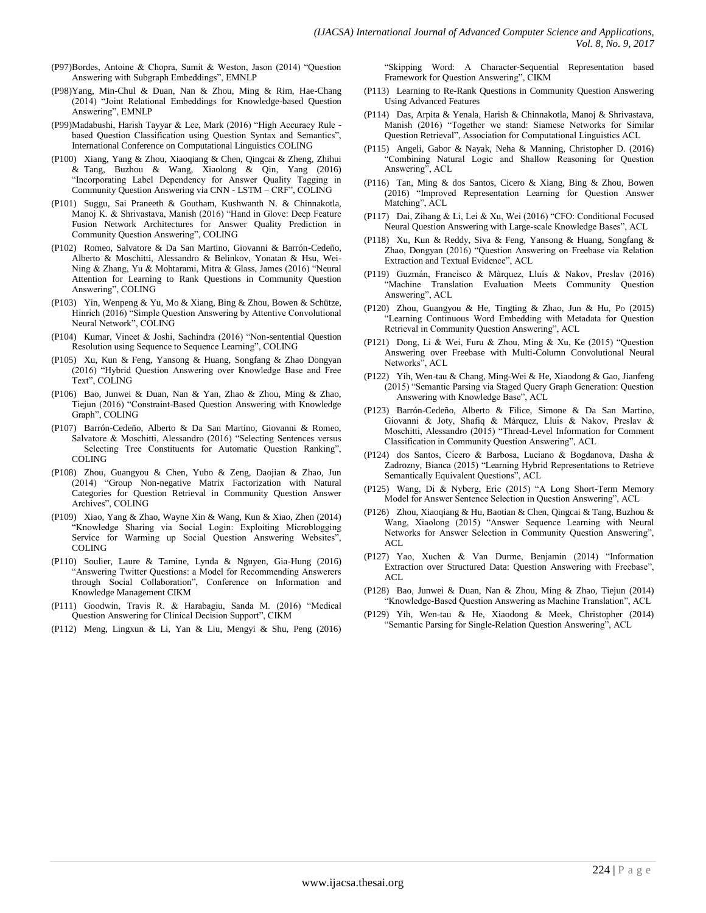(P97)Bordes, Antoine & Chopra, Sumit & Weston, Jason (2014) "Question Answering with Subgraph Embeddings", EMNLP

(P98)Yang, Min-Chul & Duan, Nan & Zhou, Ming & Rim, Hae-Chang (2014) "Joint Relational Embeddings for Knowledge-based Question Answering", EMNLP

(P99)Madabushi, Harish Tayyar & Lee, Mark (2016) "High Accuracy Rule - based Question Classification using Question Syntax and Semantics", International Conference on Computational Linguistics COLING

(P100) Xiang, Yang & Zhou, Xiaoqiang & Chen, Qingcai & Zheng, Zhihui & Tang, Buzhou & Wang, Xiaolong & Qin, Yang (2016) "Incorporating Label Dependency for Answer Quality Tagging in Community Question Answering via CNN - LSTM – CRF", COLING

(P101) Suggu, Sai Praneeth & Goutham, Kushwanth N. & Chinnakotla, Manoj K. & Shrivastava, Manish (2016) "Hand in Glove: Deep Feature Fusion Network Architectures for Answer Quality Prediction in Community Question Answering", COLING

(P102) Romeo, Salvatore & Da San Martino, Giovanni & Barrón-Cedeño, Alberto & Moschitti, Alessandro & Belinkov, Yonatan & Hsu, Wei-Ning & Zhang, Yu & Mohtarami, Mitra & Glass, James (2016) "Neural Attention for Learning to Rank Questions in Community Question Answering", COLING

(P103) Yin, Wenpeng & Yu, Mo & Xiang, Bing & Zhou, Bowen & Schütze, Hinrich (2016) "Simple Question Answering by Attentive Convolutional Neural Network", COLING

(P104) Kumar, Vineet & Joshi, Sachindra (2016) "Non-sentential Question Resolution using Sequence to Sequence Learning", COLING

(P105) Xu, Kun & Feng, Yansong & Huang, Songfang & Zhao Dongyan (2016) "Hybrid Question Answering over Knowledge Base and Free Text", COLING

(P106) Bao, Junwei & Duan, Nan & Yan, Zhao & Zhou, Ming & Zhao, Tiejun (2016) "Constraint-Based Question Answering with Knowledge Graph", COLING

(P107) Barrón-Cedeño, Alberto & Da San Martino, Giovanni & Romeo, Salvatore & Moschitti, Alessandro (2016) "Selecting Sentences versus Selecting Tree Constituents for Automatic Question Ranking", COLING

(P108) Zhou, Guangyou & Chen, Yubo & Zeng, Daojian & Zhao, Jun (2014) "Group Non-negative Matrix Factorization with Natural Categories for Question Retrieval in Community Question Answer Archives", COLING

(P109) Xiao, Yang & Zhao, Wayne Xin & Wang, Kun & Xiao, Zhen (2014) "Knowledge Sharing via Social Login: Exploiting Microblogging Service for Warming up Social Question Answering Websites", COLING

(P110) Soulier, Laure & Tamine, Lynda & Nguyen, Gia-Hung (2016) "Answering Twitter Questions: a Model for Recommending Answerers through Social Collaboration", Conference on Information and Knowledge Management CIKM

(P111) Goodwin, Travis R. & Harabagiu, Sanda M. (2016) "Medical Question Answering for Clinical Decision Support", CIKM

(P112) Meng, Lingxun & Li, Yan & Liu, Mengyi & Shu, Peng (2016) "Skipping Word: A Character-Sequential Representation based Framework for Question Answering", CIKM

(P113) Learning to Re-Rank Questions in Community Question Answering Using Advanced Features

(P114) Das, Arpita & Yenala, Harish & Chinnakotla, Manoj & Shrivastava, Manish (2016) "Together we stand: Siamese Networks for Similar Question Retrieval", Association for Computational Linguistics ACL

(P115) Angeli, Gabor & Nayak, Neha & Manning, Christopher D. (2016) "Combining Natural Logic and Shallow Reasoning for Question Answering", ACL

(P116) Tan, Ming & dos Santos, Cicero & Xiang, Bing & Zhou, Bowen (2016) "Improved Representation Learning for Question Answer Matching", ACL

(P117) Dai, Zihang & Li, Lei & Xu, Wei (2016) "CFO: Conditional Focused Neural Question Answering with Large-scale Knowledge Bases", ACL

(P118) Xu, Kun & Reddy, Siva & Feng, Yansong & Huang, Songfang & Zhao, Dongyan (2016) "Question Answering on Freebase via Relation Extraction and Textual Evidence", ACL

(P119) Guzmán, Francisco & Màrquez, Lluís & Nakov, Preslav (2016) "Machine Translation Evaluation Meets Community Question Answering", ACL

(P120) Zhou, Guangyou & He, Tingting & Zhao, Jun & Hu, Po (2015) "Learning Continuous Word Embedding with Metadata for Question Retrieval in Community Question Answering", ACL

(P121) Dong, Li & Wei, Furu & Zhou, Ming & Xu, Ke (2015) "Question Answering over Freebase with Multi-Column Convolutional Neural Networks", ACL

(P122) Yih, Wen-tau & Chang, Ming-Wei & He, Xiaodong & Gao, Jianfeng (2015) "Semantic Parsing via Staged Query Graph Generation: Question Answering with Knowledge Base", ACL

(P123) Barrón-Cedeño, Alberto & Filice, Simone & Da San Martino, Giovanni & Joty, Shafiq & Màrquez, Lluís & Nakov, Preslav & Moschitti, Alessandro (2015) "Thread-Level Information for Comment Classification in Community Question Answering", ACL

(P124) dos Santos, Cícero & Barbosa, Luciano & Bogdanova, Dasha & Zadrozny, Bianca (2015) "Learning Hybrid Representations to Retrieve Semantically Equivalent Questions", ACL

(P125) Wang, Di & Nyberg, Eric (2015) "A Long Short-Term Memory Model for Answer Sentence Selection in Question Answering", ACL

(P126) Zhou, Xiaoqiang & Hu, Baotian & Chen, Qingcai & Tang, Buzhou & Wang, Xiaolong (2015) "Answer Sequence Learning with Neural Networks for Answer Selection in Community Question Answering", ACL

(P127) Yao, Xuchen & Van Durme, Benjamin (2014) "Information Extraction over Structured Data: Question Answering with Freebase", ACL

(P128) Bao, Junwei & Duan, Nan & Zhou, Ming & Zhao, Tiejun (2014) "Knowledge-Based Question Answering as Machine Translation", ACL

(P129) Yih, Wen-tau & He, Xiaodong & Meek, Christopher (2014) "Semantic Parsing for Single-Relation Question Answering", ACL